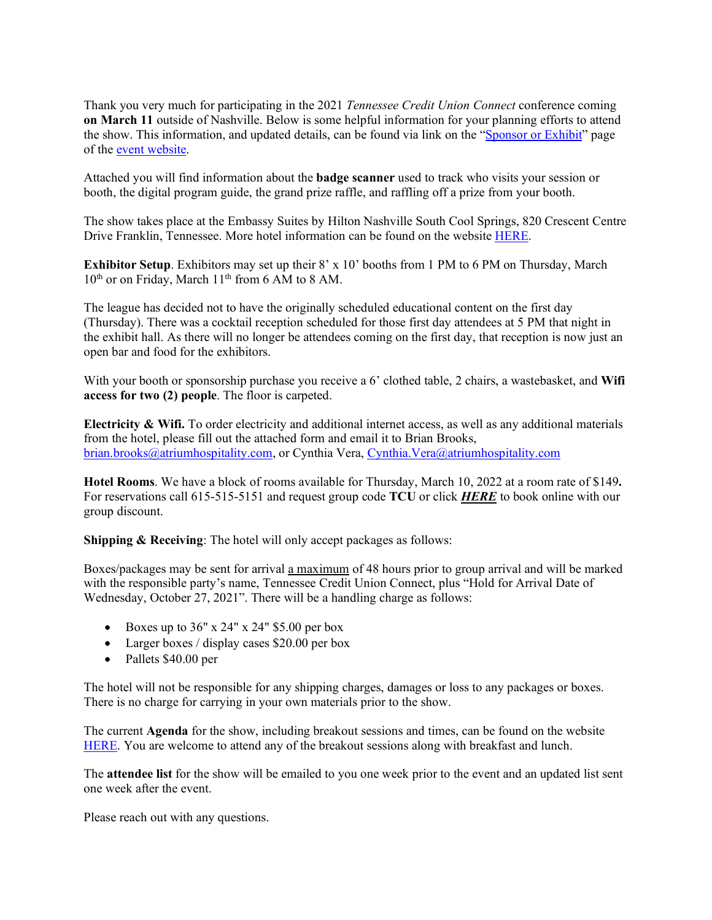Thank you very much for participating in the 2021 *Tennessee Credit Union Connect* conference coming **on March 11** outside of Nashville. Below is some helpful information for your planning efforts to attend the show. This information, and updated details, can be found via link on the "Sponsor or Exhibit" page of the event website.

Attached you will find information about the **badge scanner** used to track who visits your session or booth, the digital program guide, the grand prize raffle, and raffling off a prize from your booth.

The show takes place at the Embassy Suites by Hilton Nashville South Cool Springs, 820 Crescent Centre Drive Franklin, Tennessee. More hotel information can be found on the website HERE.

**Exhibitor Setup**. Exhibitors may set up their 8' x 10' booths from 1 PM to 6 PM on Thursday, March 10th or on Friday, March 11th from 6 AM to 8 AM.

The league has decided not to have the originally scheduled educational content on the first day (Thursday). There was a cocktail reception scheduled for those first day attendees at 5 PM that night in the exhibit hall. As there will no longer be attendees coming on the first day, that reception is now just an open bar and food for the exhibitors.

With your booth or sponsorship purchase you receive a 6' clothed table, 2 chairs, a wastebasket, and **Wifi access for two (2) people**. The floor is carpeted.

**Electricity & Wifi.** To order electricity and additional internet access, as well as any additional materials from the hotel, please fill out the attached form and email it to Brian Brooks, brian.brooks@atriumhospitality.com, or Cynthia Vera, Cynthia.Vera@atriumhospitality.com

**Hotel Rooms**. We have a block of rooms available for Thursday, March 10, 2022 at a room rate of $149**.** For reservations call 615-515-5151 and request group code **TCU** or click ***HERE*** to book online with our group discount.

**Shipping & Receiving**: The hotel will only accept packages as follows:

Boxes/packages may be sent for arrival a maximum of 48 hours prior to group arrival and will be marked with the responsible party's name, Tennessee Credit Union Connect, plus "Hold for Arrival Date of Wednesday, October 27, 2021". There will be a handling charge as follows:

- Boxes up to 36" x 24" x 24" $5.00 per box
- Larger boxes / display cases $20.00 per box
- Pallets $40.00 per

The hotel will not be responsible for any shipping charges, damages or loss to any packages or boxes. There is no charge for carrying in your own materials prior to the show.

The current **Agenda** for the show, including breakout sessions and times, can be found on the website HERE. You are welcome to attend any of the breakout sessions along with breakfast and lunch.

The **attendee list** for the show will be emailed to you one week prior to the event and an updated list sent one week after the event.

Please reach out with any questions.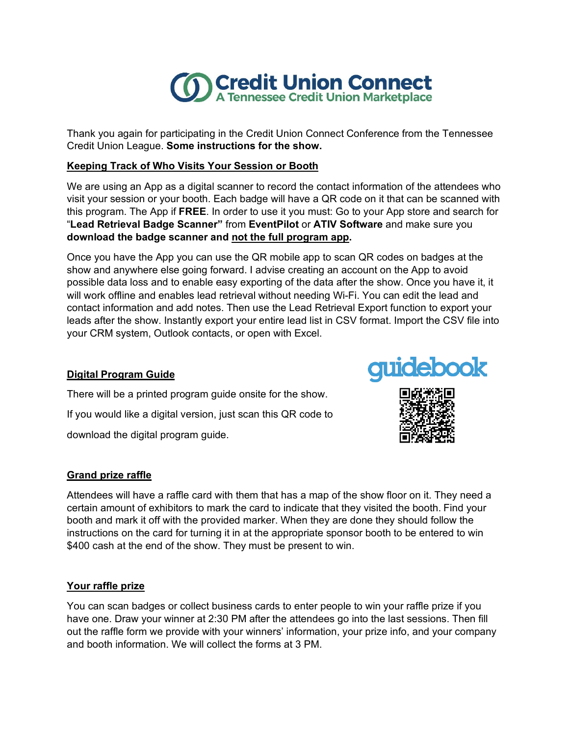# Credit Union Connect
## A Tennessee Credit Union Marketplace

Thank you again for participating in the Credit Union Connect Conference from the Tennessee Credit Union League. **Some instructions for the show.**

**Keeping Track of Who Visits Your Session or Booth**

We are using an App as a digital scanner to record the contact information of the attendees who visit your session or your booth. Each badge will have a QR code on it that can be scanned with this program. The App if **FREE**. In order to use it you must: Go to your App store and search for "**Lead Retrieval Badge Scanner"** from **EventPilot** or **ATIV Software** and make sure you **download the badge scanner and not the full program app.**

Once you have the App you can use the QR mobile app to scan QR codes on badges at the show and anywhere else going forward. I advise creating an account on the App to avoid possible data loss and to enable easy exporting of the data after the show. Once you have it, it will work offline and enables lead retrieval without needing Wi-Fi. You can edit the lead and contact information and add notes. Then use the Lead Retrieval Export function to export your leads after the show. Instantly export your entire lead list in CSV format. Import the CSV file into your CRM system, Outlook contacts, or open with Excel.

**Digital Program Guide**

guidebook

There will be a printed program guide onsite for the show.

If you would like a digital version, just scan this QR code to download the digital program guide.

**Grand prize raffle**

Attendees will have a raffle card with them that has a map of the show floor on it. They need a certain amount of exhibitors to mark the card to indicate that they visited the booth. Find your booth and mark it off with the provided marker. When they are done they should follow the instructions on the card for turning it in at the appropriate sponsor booth to be entered to win $400 cash at the end of the show. They must be present to win.

**Your raffle prize**

You can scan badges or collect business cards to enter people to win your raffle prize if you have one. Draw your winner at 2:30 PM after the attendees go into the last sessions. Then fill out the raffle form we provide with your winners' information, your prize info, and your company and booth information. We will collect the forms at 3 PM.